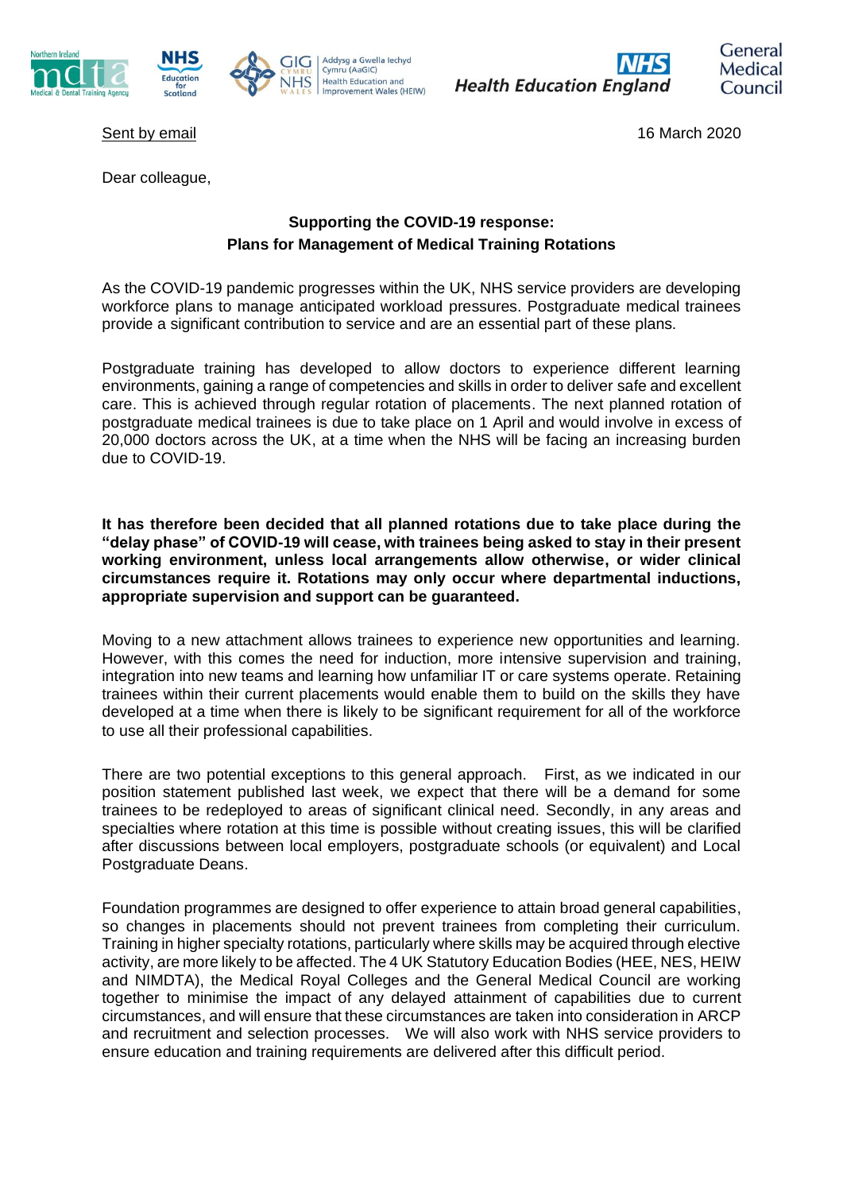Sent by email

16 March 2020

Dear colleague,

**Supporting the COVID-19 response:**
**Plans for Management of Medical Training Rotations**

As the COVID-19 pandemic progresses within the UK, NHS service providers are developing workforce plans to manage anticipated workload pressures. Postgraduate medical trainees provide a significant contribution to service and are an essential part of these plans.

Postgraduate training has developed to allow doctors to experience different learning environments, gaining a range of competencies and skills in order to deliver safe and excellent care. This is achieved through regular rotation of placements. The next planned rotation of postgraduate medical trainees is due to take place on 1 April and would involve in excess of 20,000 doctors across the UK, at a time when the NHS will be facing an increasing burden due to COVID-19.

**It has therefore been decided that all planned rotations due to take place during the "delay phase" of COVID-19 will cease, with trainees being asked to stay in their present working environment, unless local arrangements allow otherwise, or wider clinical circumstances require it. Rotations may only occur where departmental inductions, appropriate supervision and support can be guaranteed.**

Moving to a new attachment allows trainees to experience new opportunities and learning. However, with this comes the need for induction, more intensive supervision and training, integration into new teams and learning how unfamiliar IT or care systems operate. Retaining trainees within their current placements would enable them to build on the skills they have developed at a time when there is likely to be significant requirement for all of the workforce to use all their professional capabilities.

There are two potential exceptions to this general approach. First, as we indicated in our position statement published last week, we expect that there will be a demand for some trainees to be redeployed to areas of significant clinical need. Secondly, in any areas and specialties where rotation at this time is possible without creating issues, this will be clarified after discussions between local employers, postgraduate schools (or equivalent) and Local Postgraduate Deans.

Foundation programmes are designed to offer experience to attain broad general capabilities, so changes in placements should not prevent trainees from completing their curriculum. Training in higher specialty rotations, particularly where skills may be acquired through elective activity, are more likely to be affected. The 4 UK Statutory Education Bodies (HEE, NES, HEIW and NIMDTA), the Medical Royal Colleges and the General Medical Council are working together to minimise the impact of any delayed attainment of capabilities due to current circumstances, and will ensure that these circumstances are taken into consideration in ARCP and recruitment and selection processes. We will also work with NHS service providers to ensure education and training requirements are delivered after this difficult period.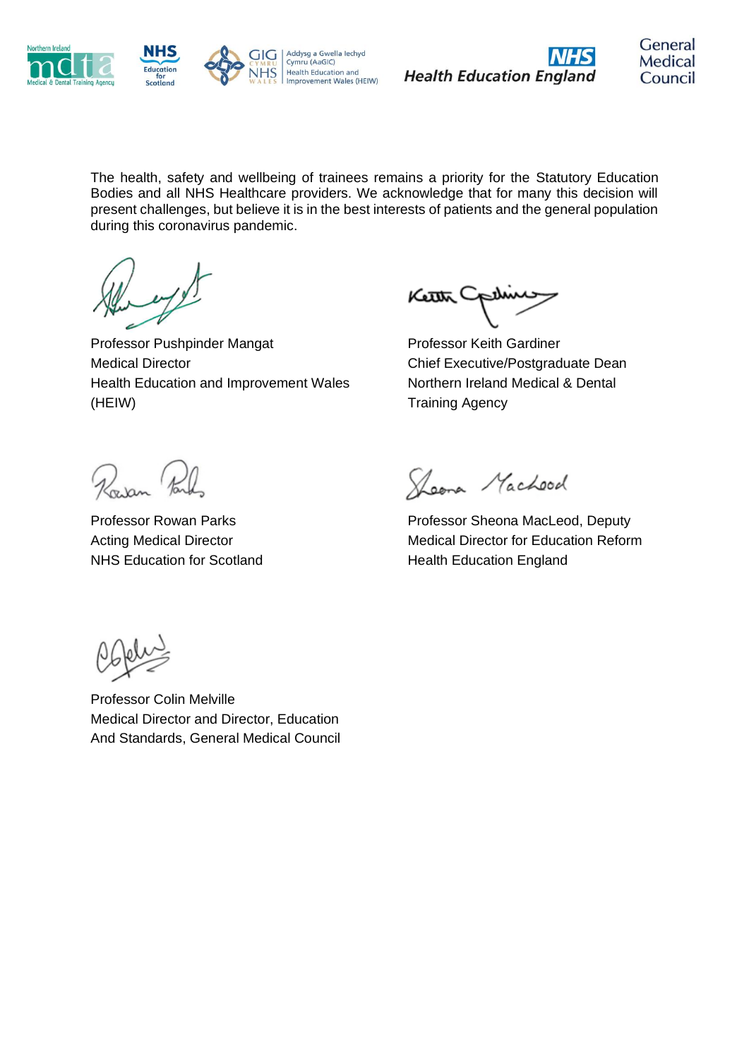The health, safety and wellbeing of trainees remains a priority for the Statutory Education Bodies and all NHS Healthcare providers. We acknowledge that for many this decision will present challenges, but believe it is in the best interests of patients and the general population during this coronavirus pandemic.

Professor Pushpinder Mangat
Medical Director
Health Education and Improvement Wales (HEIW)

Professor Keith Gardiner
Chief Executive/Postgraduate Dean
Northern Ireland Medical & Dental Training Agency

Professor Rowan Parks
Acting Medical Director
NHS Education for Scotland

Professor Sheona MacLeod, Deputy Medical Director for Education Reform
Health Education England

Professor Colin Melville
Medical Director and Director, Education And Standards, General Medical Council